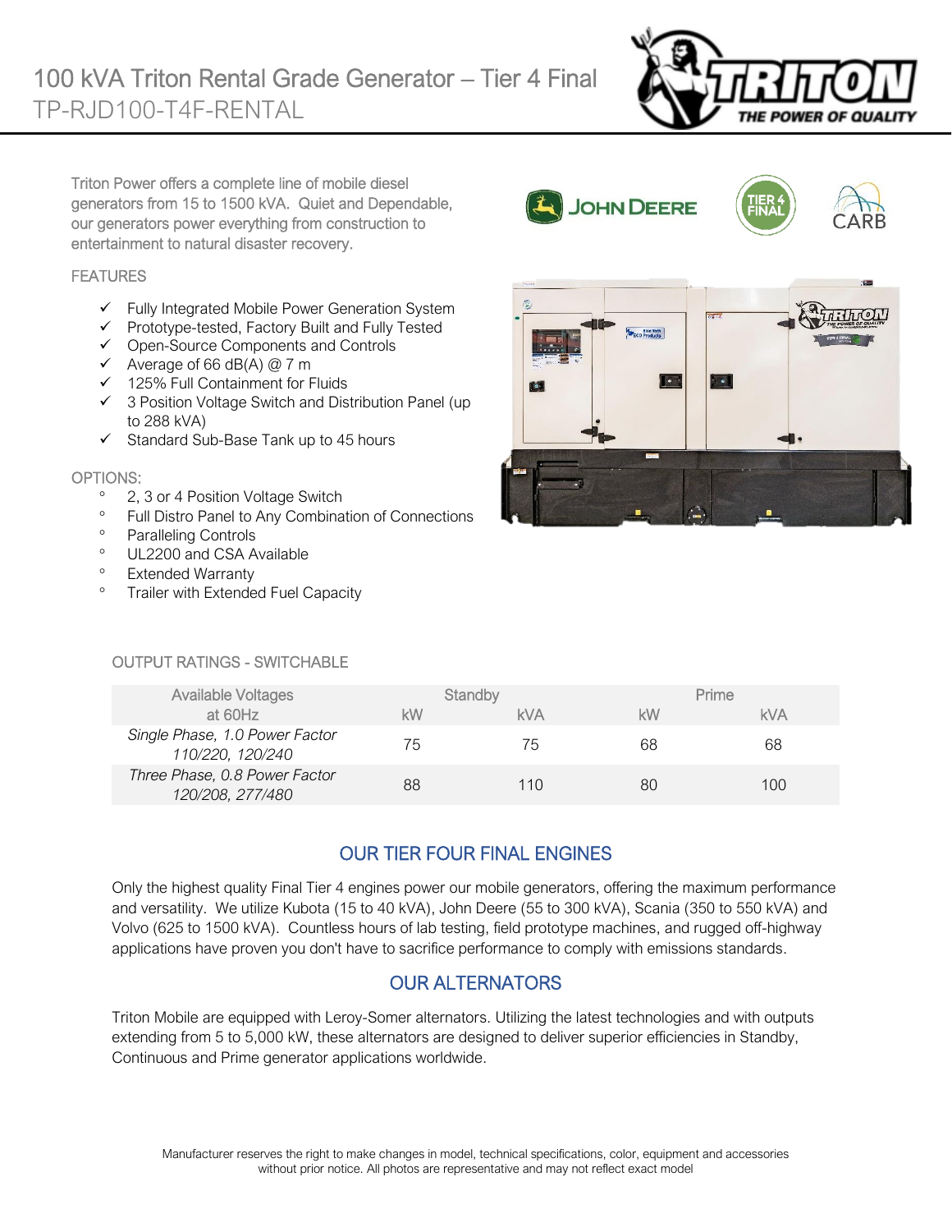# 100 kVA Triton Rental Grade Generator – Tier 4 Final

## TP-RJD100-T4F-RENTAL

Triton Power offers a complete line of mobile diesel generators from 15 to 1500 kVA. Quiet and Dependable, our generators power everything from construction to entertainment to natural disaster recovery.

### FEATURES

- ✓ Fully Integrated Mobile Power Generation System
- ✓ Prototype-tested, Factory Built and Fully Tested
- ✓ Open-Source Components and Controls
- ✓ Average of 66 dB(A) @ 7 m
- ✓ 125% Full Containment for Fluids
- ✓ 3 Position Voltage Switch and Distribution Panel (up to 288 kVA)
- ✓ Standard Sub-Base Tank up to 45 hours

### OPTIONS:

- 2, 3 or 4 Position Voltage Switch
- Full Distro Panel to Any Combination of Connections
- Paralleling Controls
- UL2200 and CSA Available
- Extended Warranty
- Trailer with Extended Fuel Capacity

### OUTPUT RATINGS - SWITCHABLE

| Available Voltages at 60Hz | Standby | | Prime | |
|---|---|---|---|---|
| | kW | kVA | kW | kVA |
| *Single Phase, 1.0 Power Factor 110/220, 120/240* | 75 | 75 | 68 | 68 |
| *Three Phase, 0.8 Power Factor 120/208, 277/480* | 88 | 110 | 80 | 100 |

## OUR TIER FOUR FINAL ENGINES

Only the highest quality Final Tier 4 engines power our mobile generators, offering the maximum performance and versatility. We utilize Kubota (15 to 40 kVA), John Deere (55 to 300 kVA), Scania (350 to 550 kVA) and Volvo (625 to 1500 kVA). Countless hours of lab testing, field prototype machines, and rugged off-highway applications have proven you don't have to sacrifice performance to comply with emissions standards.

## OUR ALTERNATORS

Triton Mobile are equipped with Leroy-Somer alternators. Utilizing the latest technologies and with outputs extending from 5 to 5,000 kW, these alternators are designed to deliver superior efficiencies in Standby, Continuous and Prime generator applications worldwide.

Manufacturer reserves the right to make changes in model, technical specifications, color, equipment and accessories without prior notice. All photos are representative and may not reflect exact model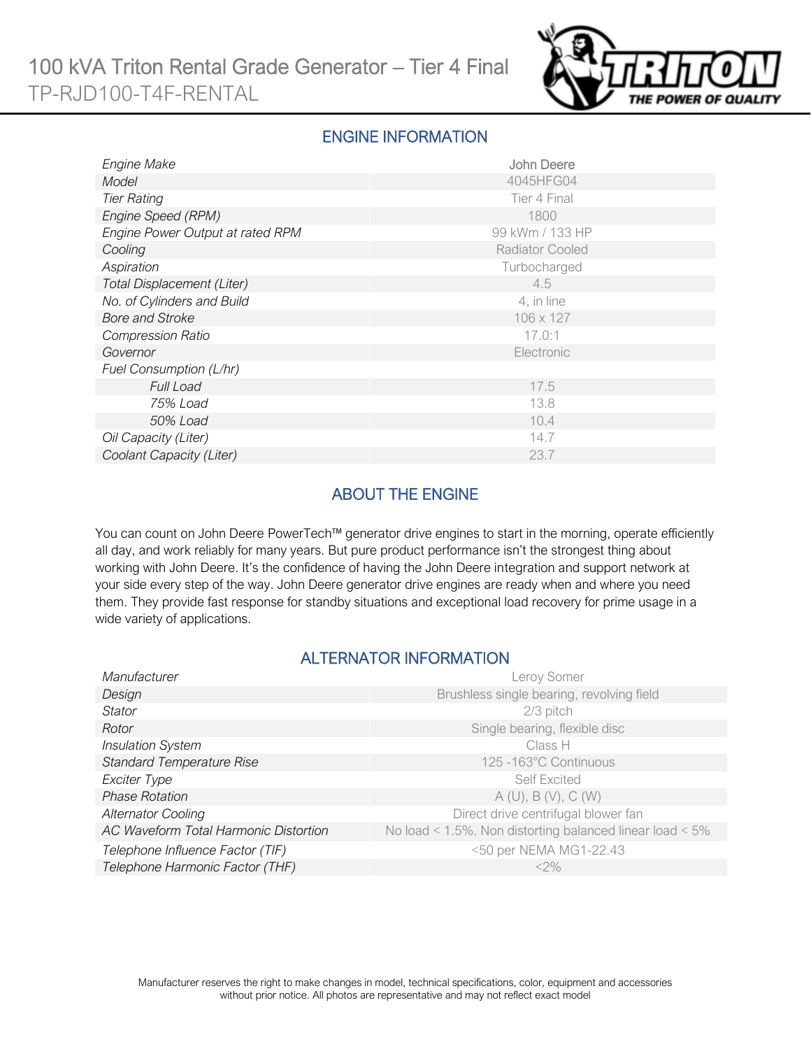# 100 kVA Triton Rental Grade Generator – Tier 4 Final
TP-RJD100-T4F-RENTAL

## ENGINE INFORMATION

| | |
|---|---|
| *Engine Make* | John Deere |
| *Model* | 4045HFG04 |
| *Tier Rating* | Tier 4 Final |
| *Engine Speed (RPM)* | 1800 |
| *Engine Power Output at rated RPM* | 99 kWm / 133 HP |
| *Cooling* | Radiator Cooled |
| *Aspiration* | Turbocharged |
| *Total Displacement (Liter)* | 4.5 |
| *No. of Cylinders and Build* | 4, in line |
| *Bore and Stroke* | 106 x 127 |
| *Compression Ratio* | 17.0:1 |
| *Governor* | Electronic |
| *Fuel Consumption (L/hr)* | |
| *Full Load* | 17.5 |
| *75% Load* | 13.8 |
| *50% Load* | 10.4 |
| *Oil Capacity (Liter)* | 14.7 |
| *Coolant Capacity (Liter)* | 23.7 |

## ABOUT THE ENGINE

You can count on John Deere PowerTech™ generator drive engines to start in the morning, operate efficiently all day, and work reliably for many years. But pure product performance isn't the strongest thing about working with John Deere. It's the confidence of having the John Deere integration and support network at your side every step of the way. John Deere generator drive engines are ready when and where you need them. They provide fast response for standby situations and exceptional load recovery for prime usage in a wide variety of applications.

## ALTERNATOR INFORMATION

| | |
|---|---|
| *Manufacturer* | Leroy Somer |
| *Design* | Brushless single bearing, revolving field |
| *Stator* | 2/3 pitch |
| *Rotor* | Single bearing, flexible disc |
| *Insulation System* | Class H |
| *Standard Temperature Rise* | 125 -163°C Continuous |
| *Exciter Type* | Self Excited |
| *Phase Rotation* | A (U), B (V), C (W) |
| *Alternator Cooling* | Direct drive centrifugal blower fan |
| *AC Waveform Total Harmonic Distortion* | No load < 1.5%. Non distorting balanced linear load < 5% |
| *Telephone Influence Factor (TIF)* | <50 per NEMA MG1-22.43 |
| *Telephone Harmonic Factor (THF)* | <2% |

Manufacturer reserves the right to make changes in model, technical specifications, color, equipment and accessories without prior notice. All photos are representative and may not reflect exact model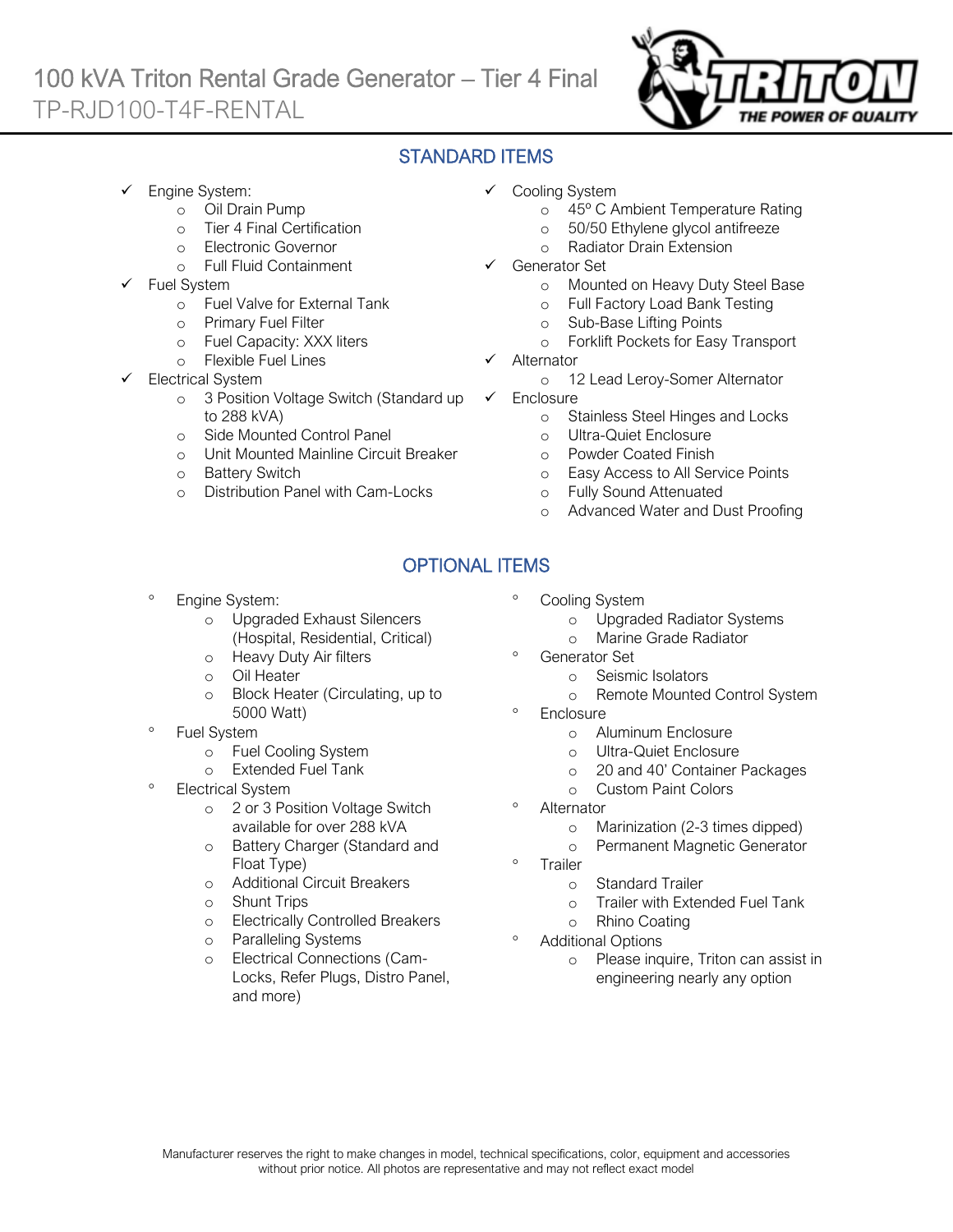# 100 kVA Triton Rental Grade Generator – Tier 4 Final

TP-RJD100-T4F-RENTAL

## STANDARD ITEMS

- ✓ Engine System:
  - Oil Drain Pump
  - Tier 4 Final Certification
  - Electronic Governor
  - Full Fluid Containment
- ✓ Fuel System
  - Fuel Valve for External Tank
  - Primary Fuel Filter
  - Fuel Capacity: XXX liters
  - Flexible Fuel Lines
- ✓ Electrical System
  - 3 Position Voltage Switch (Standard up to 288 kVA)
  - Side Mounted Control Panel
  - Unit Mounted Mainline Circuit Breaker
  - Battery Switch
  - Distribution Panel with Cam-Locks
- ✓ Cooling System
  - 45º C Ambient Temperature Rating
  - 50/50 Ethylene glycol antifreeze
  - Radiator Drain Extension
- ✓ Generator Set
  - Mounted on Heavy Duty Steel Base
  - Full Factory Load Bank Testing
  - Sub-Base Lifting Points
  - Forklift Pockets for Easy Transport
- ✓ Alternator
  - 12 Lead Leroy-Somer Alternator
- ✓ Enclosure
  - Stainless Steel Hinges and Locks
  - Ultra-Quiet Enclosure
  - Powder Coated Finish
  - Easy Access to All Service Points
  - Fully Sound Attenuated
  - Advanced Water and Dust Proofing

## OPTIONAL ITEMS

- Engine System:
  - Upgraded Exhaust Silencers (Hospital, Residential, Critical)
  - Heavy Duty Air filters
  - Oil Heater
  - Block Heater (Circulating, up to 5000 Watt)
- Fuel System
  - Fuel Cooling System
  - Extended Fuel Tank
- Electrical System
  - 2 or 3 Position Voltage Switch available for over 288 kVA
  - Battery Charger (Standard and Float Type)
  - Additional Circuit Breakers
  - Shunt Trips
  - Electrically Controlled Breakers
  - Paralleling Systems
  - Electrical Connections (Cam-Locks, Refer Plugs, Distro Panel, and more)
- Cooling System
  - Upgraded Radiator Systems
  - Marine Grade Radiator
- Generator Set
  - Seismic Isolators
  - Remote Mounted Control System
- Enclosure
  - Aluminum Enclosure
  - Ultra-Quiet Enclosure
  - 20 and 40' Container Packages
  - Custom Paint Colors
- Alternator
  - Marinization (2-3 times dipped)
  - Permanent Magnetic Generator
- Trailer
  - Standard Trailer
  - Trailer with Extended Fuel Tank
  - Rhino Coating
- Additional Options
  - Please inquire, Triton can assist in engineering nearly any option

Manufacturer reserves the right to make changes in model, technical specifications, color, equipment and accessories without prior notice. All photos are representative and may not reflect exact model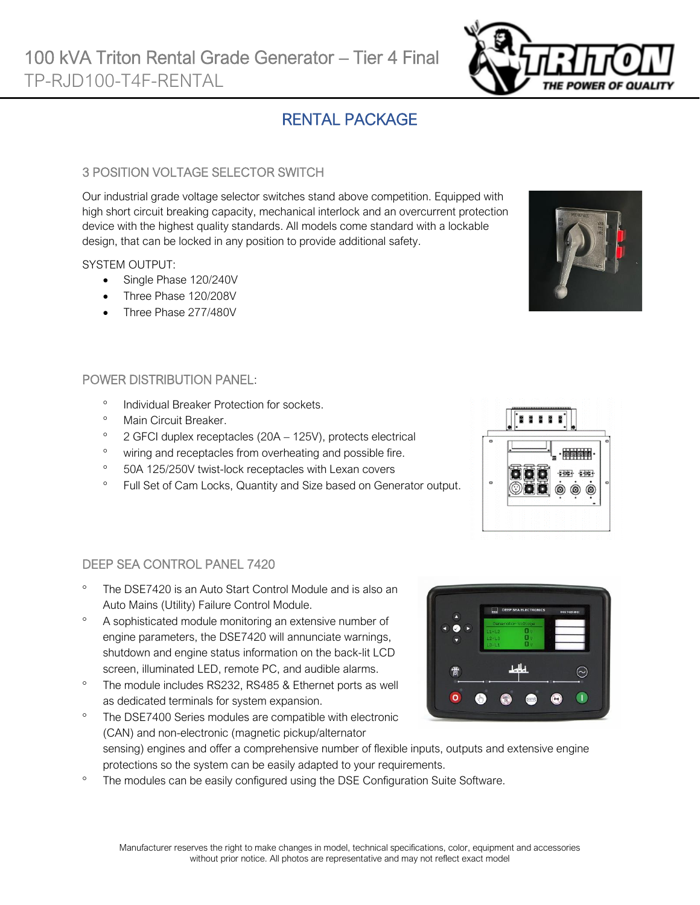# 100 kVA Triton Rental Grade Generator – Tier 4 Final

TP-RJD100-T4F-RENTAL

## RENTAL PACKAGE

### 3 POSITION VOLTAGE SELECTOR SWITCH

Our industrial grade voltage selector switches stand above competition. Equipped with high short circuit breaking capacity, mechanical interlock and an overcurrent protection device with the highest quality standards. All models come standard with a lockable design, that can be locked in any position to provide additional safety.

SYSTEM OUTPUT:

- Single Phase 120/240V
- Three Phase 120/208V
- Three Phase 277/480V

### POWER DISTRIBUTION PANEL:

- Individual Breaker Protection for sockets.
- Main Circuit Breaker.
- 2 GFCI duplex receptacles (20A – 125V), protects electrical
- wiring and receptacles from overheating and possible fire.
- 50A 125/250V twist-lock receptacles with Lexan covers
- Full Set of Cam Locks, Quantity and Size based on Generator output.

### DEEP SEA CONTROL PANEL 7420

- The DSE7420 is an Auto Start Control Module and is also an Auto Mains (Utility) Failure Control Module.
- A sophisticated module monitoring an extensive number of engine parameters, the DSE7420 will annunciate warnings, shutdown and engine status information on the back-lit LCD screen, illuminated LED, remote PC, and audible alarms.
- The module includes RS232, RS485 & Ethernet ports as well as dedicated terminals for system expansion.
- The DSE7400 Series modules are compatible with electronic (CAN) and non-electronic (magnetic pickup/alternator sensing) engines and offer a comprehensive number of flexible inputs, outputs and extensive engine protections so the system can be easily adapted to your requirements.
- The modules can be easily configured using the DSE Configuration Suite Software.

Manufacturer reserves the right to make changes in model, technical specifications, color, equipment and accessories without prior notice. All photos are representative and may not reflect exact model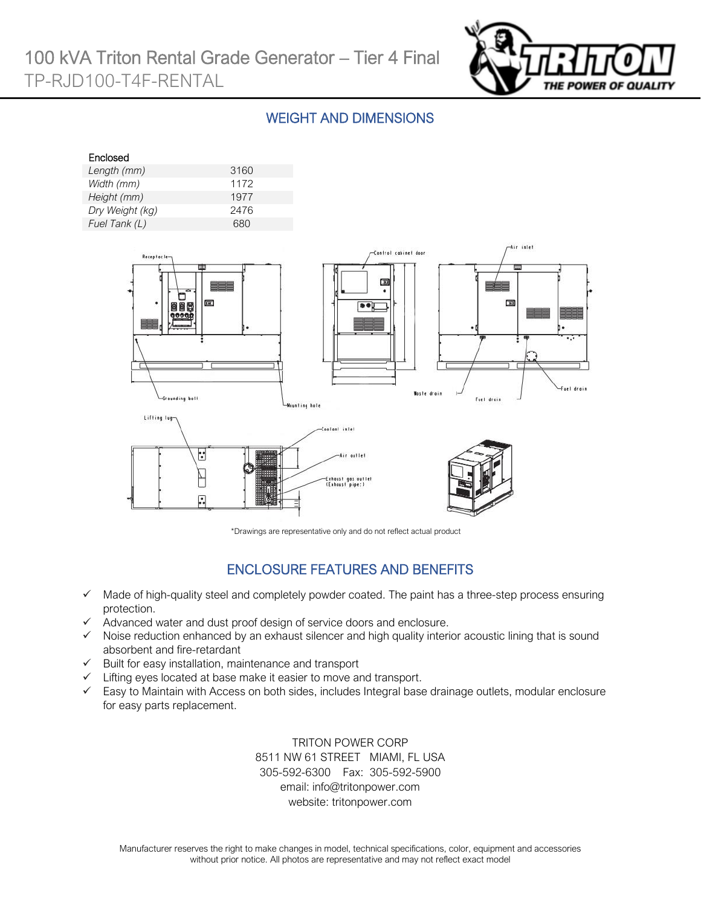# 100 kVA Triton Rental Grade Generator – Tier 4 Final

TP-RJD100-T4F-RENTAL

## WEIGHT AND DIMENSIONS

| Enclosed | |
|---|---|
| *Length (mm)* | 3160 |
| *Width (mm)* | 1172 |
| *Height (mm)* | 1977 |
| *Dry Weight (kg)* | 2476 |
| *Fuel Tank (L)* | 680 |

Receptacle

Control cabinet door

Air inlet

Grounding bolt

Mounting hole

Waste drain

Fuel drain

Fuel drain

Lifting lug

Coolant inlet

Air outlet

Exhaust gas outlet (Exhaust pipe:)

*Drawings are representative only and do not reflect actual product

## ENCLOSURE FEATURES AND BENEFITS

- ✓ Made of high-quality steel and completely powder coated. The paint has a three-step process ensuring protection.
- ✓ Advanced water and dust proof design of service doors and enclosure.
- ✓ Noise reduction enhanced by an exhaust silencer and high quality interior acoustic lining that is sound absorbent and fire-retardant
- ✓ Built for easy installation, maintenance and transport
- ✓ Lifting eyes located at base make it easier to move and transport.
- ✓ Easy to Maintain with Access on both sides, includes Integral base drainage outlets, modular enclosure for easy parts replacement.

TRITON POWER CORP
8511 NW 61 STREET MIAMI, FL USA
305-592-6300 Fax: 305-592-5900
email: info@tritonpower.com
website: tritonpower.com

Manufacturer reserves the right to make changes in model, technical specifications, color, equipment and accessories without prior notice. All photos are representative and may not reflect exact model